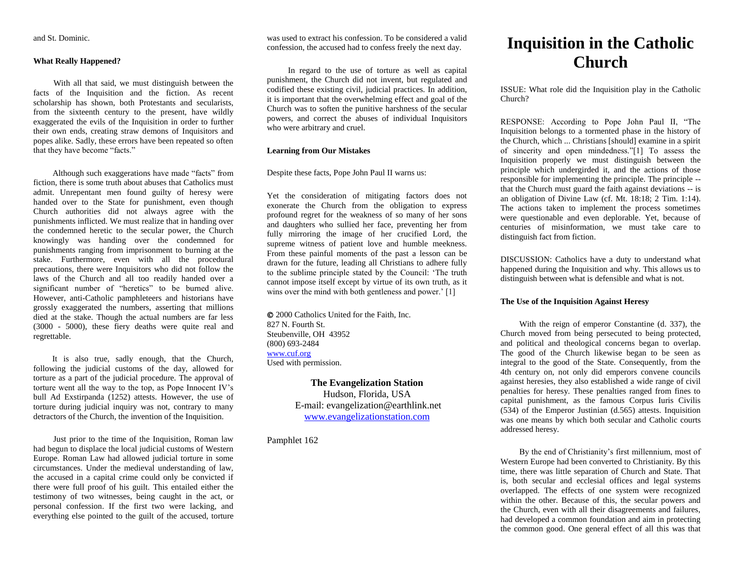and St. Dominic.

**What Really Happened?**

With all that said, we must distinguish between the facts of the Inquisition and the fiction. As recent scholarship has shown, both Protestants and secularists, from the sixteenth century to the present, have wildly exaggerated the evils of the Inquisition in order to further their own ends, creating straw demons of Inquisitors and popes alike. Sadly, these errors have been repeated so often that they have become "facts."

Although such exaggerations have made "facts" from fiction, there is some truth about abuses that Catholics must admit. Unrepentant men found guilty of heresy were handed over to the State for punishment, even though Church authorities did not always agree with the punishments inflicted. We must realize that in handing over the condemned heretic to the secular power, the Church knowingly was handing over the condemned for punishments ranging from imprisonment to burning at the stake. Furthermore, even with all the procedural precautions, there were Inquisitors who did not follow the laws of the Church and all too readily handed over a significant number of "heretics" to be burned alive. However, anti-Catholic pamphleteers and historians have grossly exaggerated the numbers, asserting that millions died at the stake. Though the actual numbers are far less (3000 - 5000), these fiery deaths were quite real and regrettable.

It is also true, sadly enough, that the Church, following the judicial customs of the day, allowed for torture as a part of the judicial procedure. The approval of torture went all the way to the top, as Pope Innocent IV's bull Ad Exstirpanda (1252) attests. However, the use of torture during judicial inquiry was not, contrary to many detractors of the Church, the invention of the Inquisition.

Just prior to the time of the Inquisition, Roman law had begun to displace the local judicial customs of Western Europe. Roman Law had allowed judicial torture in some circumstances. Under the medieval understanding of law, the accused in a capital crime could only be convicted if there were full proof of his guilt. This entailed either the testimony of two witnesses, being caught in the act, or personal confession. If the first two were lacking, and everything else pointed to the guilt of the accused, torture was used to extract his confession. To be considered a valid confession, the accused had to confess freely the next day.

In regard to the use of torture as well as capital punishment, the Church did not invent, but regulated and codified these existing civil, judicial practices. In addition, it is important that the overwhelming effect and goal of the Church was to soften the punitive harshness of the secular powers, and correct the abuses of individual Inquisitors who were arbitrary and cruel.

**Learning from Our Mistakes**

Despite these facts, Pope John Paul II warns us:

Yet the consideration of mitigating factors does not exonerate the Church from the obligation to express profound regret for the weakness of so many of her sons and daughters who sullied her face, preventing her from fully mirroring the image of her crucified Lord, the supreme witness of patient love and humble meekness. From these painful moments of the past a lesson can be drawn for the future, leading all Christians to adhere fully to the sublime principle stated by the Council: 'The truth cannot impose itself except by virtue of its own truth, as it wins over the mind with both gentleness and power.' [1]

© 2000 Catholics United for the Faith, Inc.
827 N. Fourth St.
Steubenville, OH 43952
(800) 693-2484
www.cuf.org
Used with permission.

**The Evangelization Station**
Hudson, Florida, USA
E-mail: evangelization@earthlink.net
www.evangelizationstation.com

Pamphlet 162

# Inquisition in the Catholic Church

ISSUE: What role did the Inquisition play in the Catholic Church?

RESPONSE: According to Pope John Paul II, "The Inquisition belongs to a tormented phase in the history of the Church, which ... Christians [should] examine in a spirit of sincerity and open mindedness."[1] To assess the Inquisition properly we must distinguish between the principle which undergirded it, and the actions of those responsible for implementing the principle. The principle -- that the Church must guard the faith against deviations -- is an obligation of Divine Law (cf. Mt. 18:18; 2 Tim. 1:14). The actions taken to implement the process sometimes were questionable and even deplorable. Yet, because of centuries of misinformation, we must take care to distinguish fact from fiction.

DISCUSSION: Catholics have a duty to understand what happened during the Inquisition and why. This allows us to distinguish between what is defensible and what is not.

**The Use of the Inquisition Against Heresy**

With the reign of emperor Constantine (d. 337), the Church moved from being persecuted to being protected, and political and theological concerns began to overlap. The good of the Church likewise began to be seen as integral to the good of the State. Consequently, from the 4th century on, not only did emperors convene councils against heresies, they also established a wide range of civil penalties for heresy. These penalties ranged from fines to capital punishment, as the famous Corpus Iuris Civilis (534) of the Emperor Justinian (d.565) attests. Inquisition was one means by which both secular and Catholic courts addressed heresy.

By the end of Christianity's first millennium, most of Western Europe had been converted to Christianity. By this time, there was little separation of Church and State. That is, both secular and ecclesial offices and legal systems overlapped. The effects of one system were recognized within the other. Because of this, the secular powers and the Church, even with all their disagreements and failures, had developed a common foundation and aim in protecting the common good. One general effect of all this was that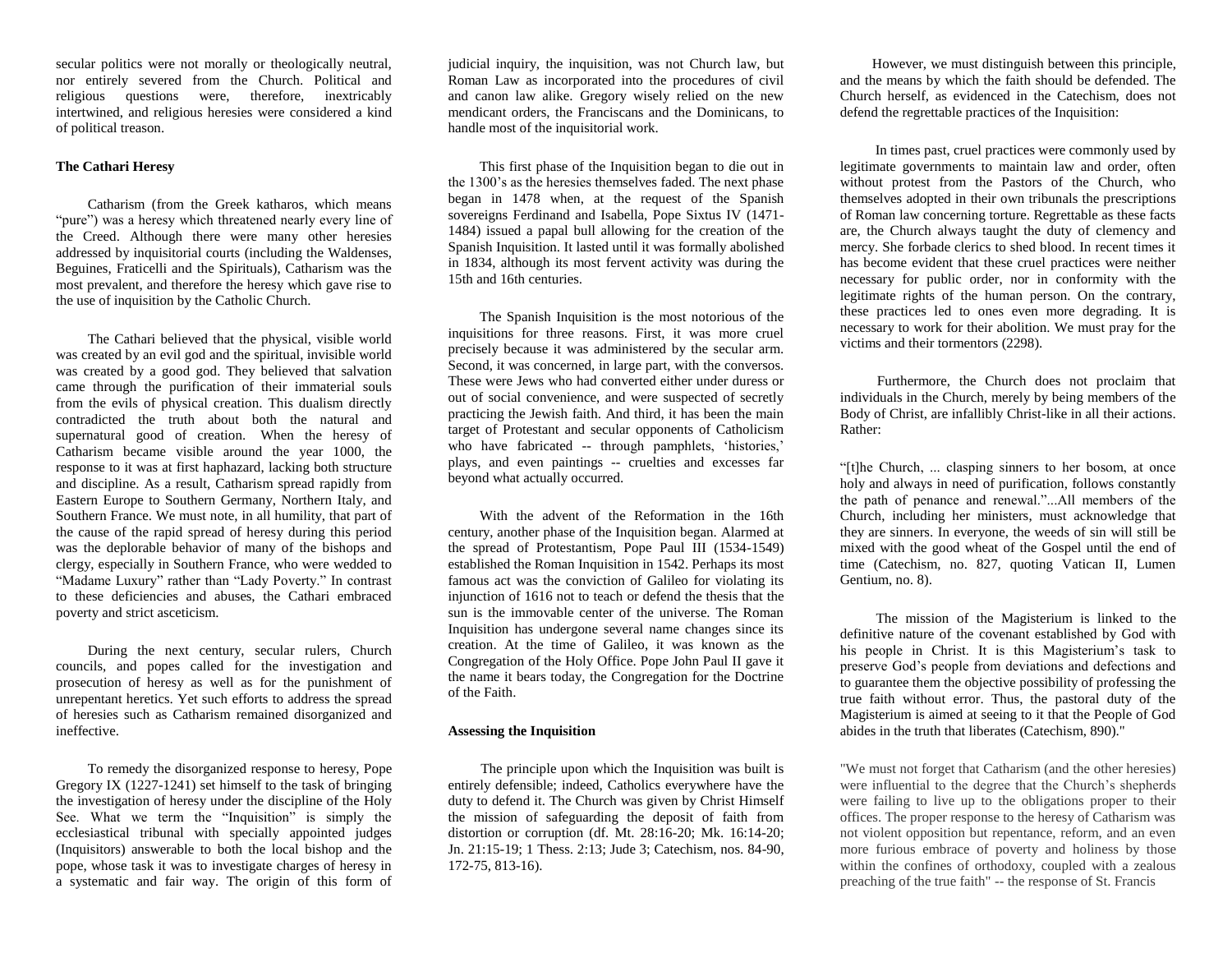secular politics were not morally or theologically neutral, nor entirely severed from the Church. Political and religious questions were, therefore, inextricably intertwined, and religious heresies were considered a kind of political treason.

**The Cathari Heresy**

Catharism (from the Greek katharos, which means "pure") was a heresy which threatened nearly every line of the Creed. Although there were many other heresies addressed by inquisitorial courts (including the Waldenses, Beguines, Fraticelli and the Spirituals), Catharism was the most prevalent, and therefore the heresy which gave rise to the use of inquisition by the Catholic Church.

The Cathari believed that the physical, visible world was created by an evil god and the spiritual, invisible world was created by a good god. They believed that salvation came through the purification of their immaterial souls from the evils of physical creation. This dualism directly contradicted the truth about both the natural and supernatural good of creation. When the heresy of Catharism became visible around the year 1000, the response to it was at first haphazard, lacking both structure and discipline. As a result, Catharism spread rapidly from Eastern Europe to Southern Germany, Northern Italy, and Southern France. We must note, in all humility, that part of the cause of the rapid spread of heresy during this period was the deplorable behavior of many of the bishops and clergy, especially in Southern France, who were wedded to "Madame Luxury" rather than "Lady Poverty." In contrast to these deficiencies and abuses, the Cathari embraced poverty and strict asceticism.

During the next century, secular rulers, Church councils, and popes called for the investigation and prosecution of heresy as well as for the punishment of unrepentant heretics. Yet such efforts to address the spread of heresies such as Catharism remained disorganized and ineffective.

To remedy the disorganized response to heresy, Pope Gregory IX (1227-1241) set himself to the task of bringing the investigation of heresy under the discipline of the Holy See. What we term the "Inquisition" is simply the ecclesiastical tribunal with specially appointed judges (Inquisitors) answerable to both the local bishop and the pope, whose task it was to investigate charges of heresy in a systematic and fair way. The origin of this form of judicial inquiry, the inquisition, was not Church law, but Roman Law as incorporated into the procedures of civil and canon law alike. Gregory wisely relied on the new mendicant orders, the Franciscans and the Dominicans, to handle most of the inquisitorial work.

This first phase of the Inquisition began to die out in the 1300's as the heresies themselves faded. The next phase began in 1478 when, at the request of the Spanish sovereigns Ferdinand and Isabella, Pope Sixtus IV (1471-1484) issued a papal bull allowing for the creation of the Spanish Inquisition. It lasted until it was formally abolished in 1834, although its most fervent activity was during the 15th and 16th centuries.

The Spanish Inquisition is the most notorious of the inquisitions for three reasons. First, it was more cruel precisely because it was administered by the secular arm. Second, it was concerned, in large part, with the conversos. These were Jews who had converted either under duress or out of social convenience, and were suspected of secretly practicing the Jewish faith. And third, it has been the main target of Protestant and secular opponents of Catholicism who have fabricated -- through pamphlets, 'histories,' plays, and even paintings -- cruelties and excesses far beyond what actually occurred.

With the advent of the Reformation in the 16th century, another phase of the Inquisition began. Alarmed at the spread of Protestantism, Pope Paul III (1534-1549) established the Roman Inquisition in 1542. Perhaps its most famous act was the conviction of Galileo for violating its injunction of 1616 not to teach or defend the thesis that the sun is the immovable center of the universe. The Roman Inquisition has undergone several name changes since its creation. At the time of Galileo, it was known as the Congregation of the Holy Office. Pope John Paul II gave it the name it bears today, the Congregation for the Doctrine of the Faith.

**Assessing the Inquisition**

The principle upon which the Inquisition was built is entirely defensible; indeed, Catholics everywhere have the duty to defend it. The Church was given by Christ Himself the mission of safeguarding the deposit of faith from distortion or corruption (df. Mt. 28:16-20; Mk. 16:14-20; Jn. 21:15-19; 1 Thess. 2:13; Jude 3; Catechism, nos. 84-90, 172-75, 813-16).

However, we must distinguish between this principle, and the means by which the faith should be defended. The Church herself, as evidenced in the Catechism, does not defend the regrettable practices of the Inquisition:

In times past, cruel practices were commonly used by legitimate governments to maintain law and order, often without protest from the Pastors of the Church, who themselves adopted in their own tribunals the prescriptions of Roman law concerning torture. Regrettable as these facts are, the Church always taught the duty of clemency and mercy. She forbade clerics to shed blood. In recent times it has become evident that these cruel practices were neither necessary for public order, nor in conformity with the legitimate rights of the human person. On the contrary, these practices led to ones even more degrading. It is necessary to work for their abolition. We must pray for the victims and their tormentors (2298).

Furthermore, the Church does not proclaim that individuals in the Church, merely by being members of the Body of Christ, are infallibly Christ-like in all their actions. Rather:

"[t]he Church, ... clasping sinners to her bosom, at once holy and always in need of purification, follows constantly the path of penance and renewal."...All members of the Church, including her ministers, must acknowledge that they are sinners. In everyone, the weeds of sin will still be mixed with the good wheat of the Gospel until the end of time (Catechism, no. 827, quoting Vatican II, Lumen Gentium, no. 8).

The mission of the Magisterium is linked to the definitive nature of the covenant established by God with his people in Christ. It is this Magisterium's task to preserve God's people from deviations and defections and to guarantee them the objective possibility of professing the true faith without error. Thus, the pastoral duty of the Magisterium is aimed at seeing to it that the People of God abides in the truth that liberates (Catechism, 890)."

"We must not forget that Catharism (and the other heresies) were influential to the degree that the Church's shepherds were failing to live up to the obligations proper to their offices. The proper response to the heresy of Catharism was not violent opposition but repentance, reform, and an even more furious embrace of poverty and holiness by those within the confines of orthodoxy, coupled with a zealous preaching of the true faith" -- the response of St. Francis